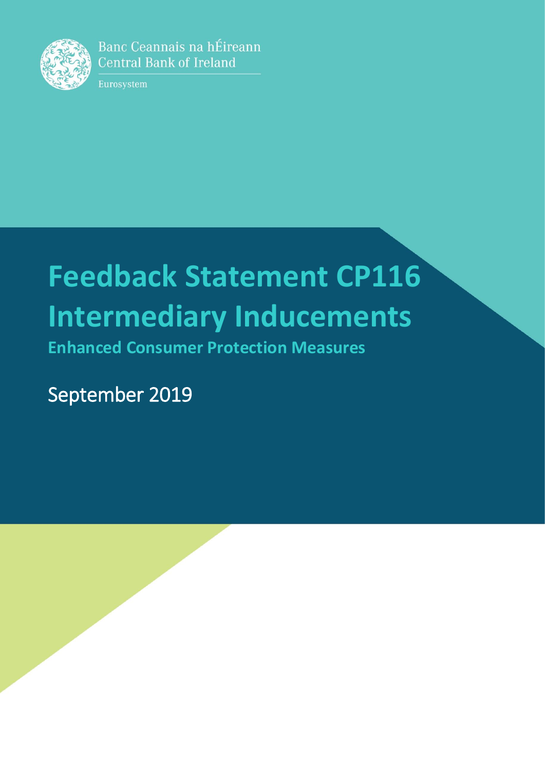Banc Ceannais na hÉireann
Central Bank of Ireland

Eurosystem

# Feedback Statement CP116 Intermediary Inducements

## Enhanced Consumer Protection Measures

September 2019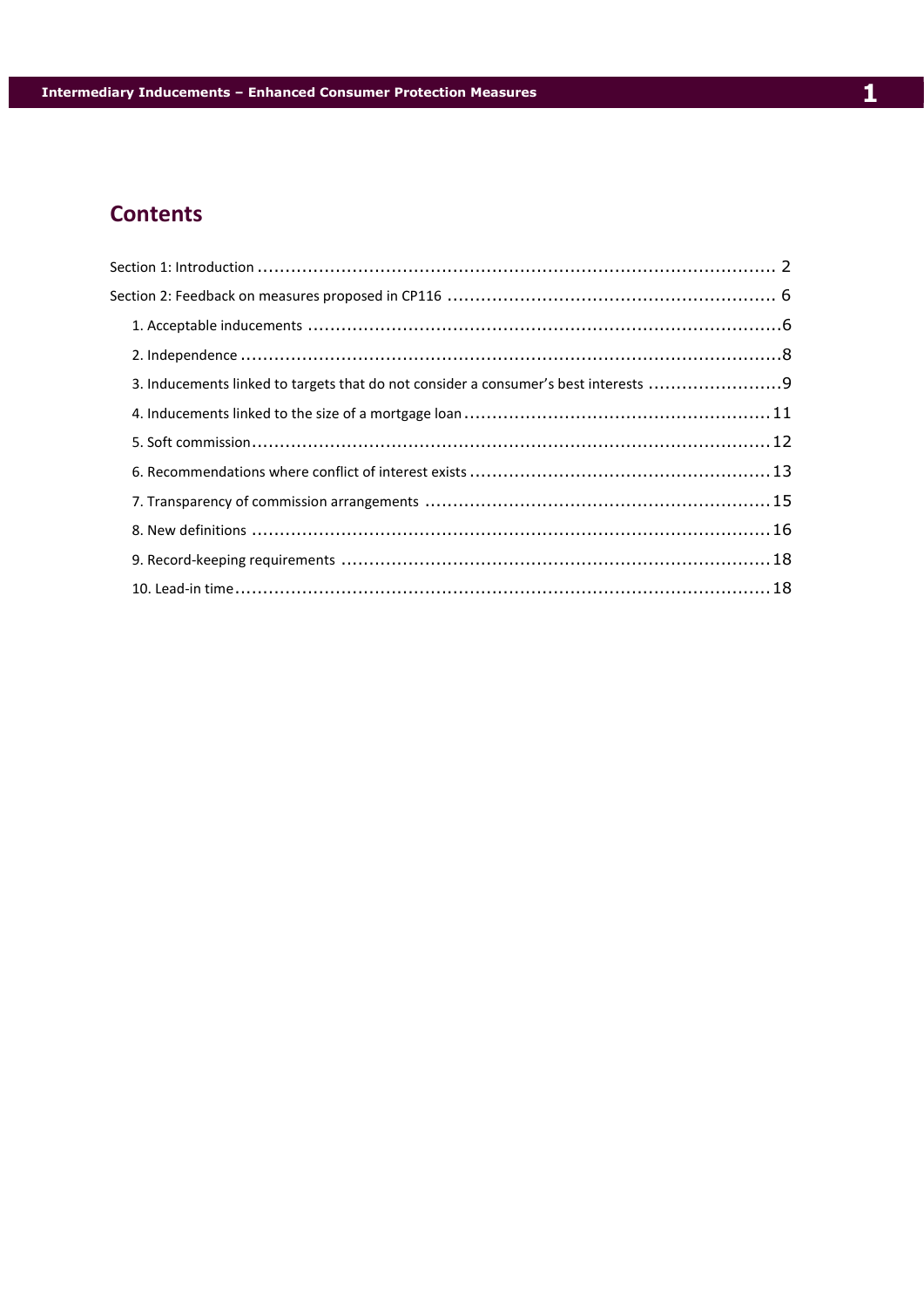# Contents

Section 1: Introduction ........................................................................................ 2

Section 2: Feedback on measures proposed in CP116 ........................................................ 6

- 1. Acceptable inducements ....................................................................................6
- 2. Independence ....................................................................................................8
- 3. Inducements linked to targets that do not consider a consumer's best interests ........................9
- 4. Inducements linked to the size of a mortgage loan .......................................................11
- 5. Soft commission.................................................................................................12
- 6. Recommendations where conflict of interest exists ......................................................13
- 7. Transparency of commission arrangements .................................................................15
- 8. New definitions ..................................................................................................16
- 9. Record-keeping requirements ...............................................................................18
- 10. Lead-in time......................................................................................................18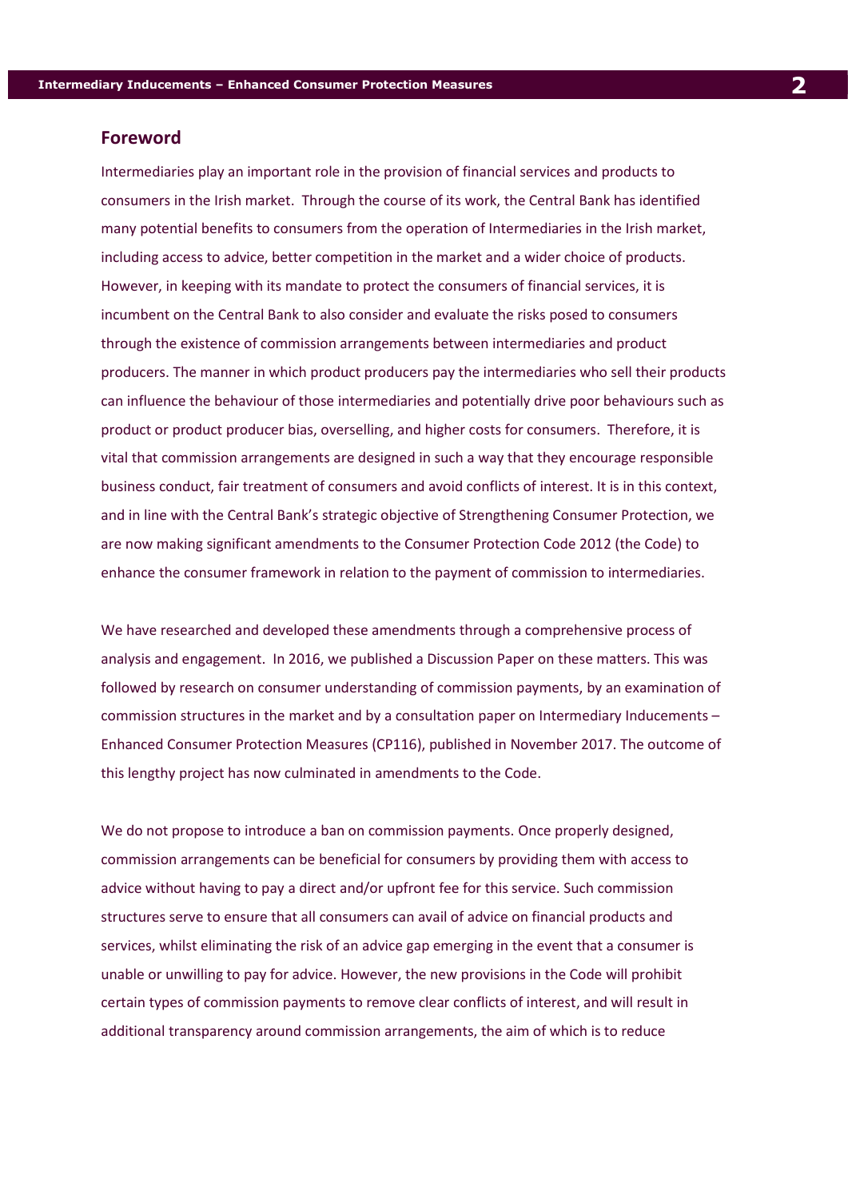## Foreword

Intermediaries play an important role in the provision of financial services and products to consumers in the Irish market. Through the course of its work, the Central Bank has identified many potential benefits to consumers from the operation of Intermediaries in the Irish market, including access to advice, better competition in the market and a wider choice of products. However, in keeping with its mandate to protect the consumers of financial services, it is incumbent on the Central Bank to also consider and evaluate the risks posed to consumers through the existence of commission arrangements between intermediaries and product producers. The manner in which product producers pay the intermediaries who sell their products can influence the behaviour of those intermediaries and potentially drive poor behaviours such as product or product producer bias, overselling, and higher costs for consumers. Therefore, it is vital that commission arrangements are designed in such a way that they encourage responsible business conduct, fair treatment of consumers and avoid conflicts of interest. It is in this context, and in line with the Central Bank's strategic objective of Strengthening Consumer Protection, we are now making significant amendments to the Consumer Protection Code 2012 (the Code) to enhance the consumer framework in relation to the payment of commission to intermediaries.

We have researched and developed these amendments through a comprehensive process of analysis and engagement. In 2016, we published a Discussion Paper on these matters. This was followed by research on consumer understanding of commission payments, by an examination of commission structures in the market and by a consultation paper on Intermediary Inducements – Enhanced Consumer Protection Measures (CP116), published in November 2017. The outcome of this lengthy project has now culminated in amendments to the Code.

We do not propose to introduce a ban on commission payments. Once properly designed, commission arrangements can be beneficial for consumers by providing them with access to advice without having to pay a direct and/or upfront fee for this service. Such commission structures serve to ensure that all consumers can avail of advice on financial products and services, whilst eliminating the risk of an advice gap emerging in the event that a consumer is unable or unwilling to pay for advice. However, the new provisions in the Code will prohibit certain types of commission payments to remove clear conflicts of interest, and will result in additional transparency around commission arrangements, the aim of which is to reduce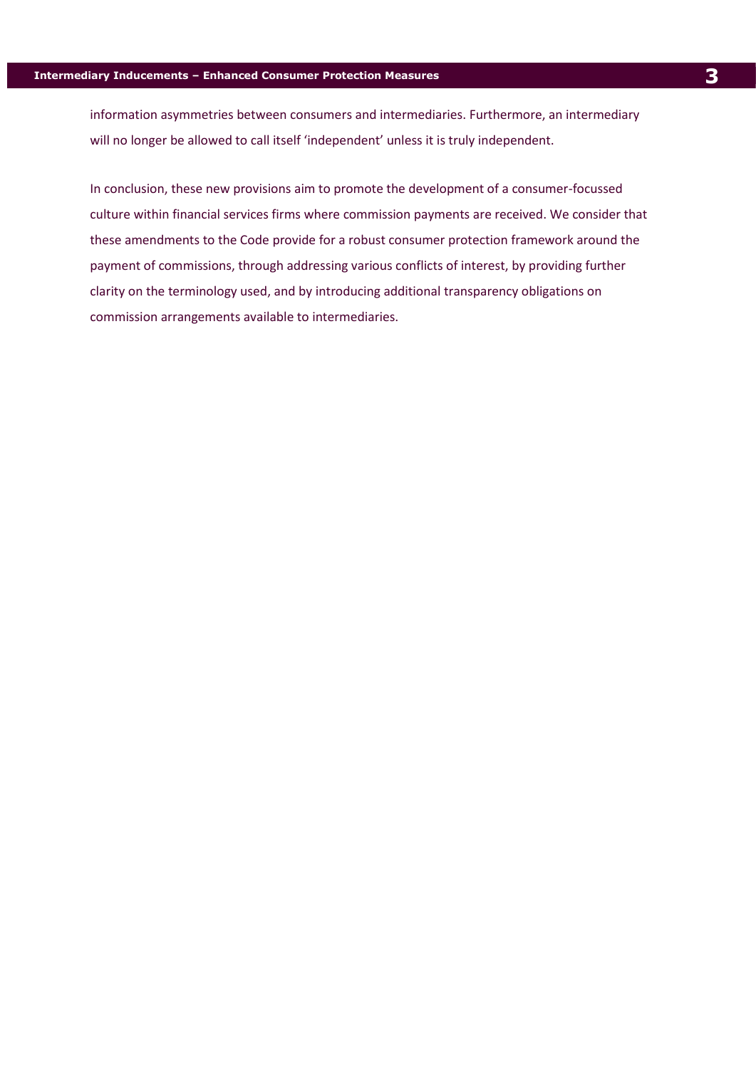information asymmetries between consumers and intermediaries. Furthermore, an intermediary will no longer be allowed to call itself 'independent' unless it is truly independent.

In conclusion, these new provisions aim to promote the development of a consumer-focussed culture within financial services firms where commission payments are received. We consider that these amendments to the Code provide for a robust consumer protection framework around the payment of commissions, through addressing various conflicts of interest, by providing further clarity on the terminology used, and by introducing additional transparency obligations on commission arrangements available to intermediaries.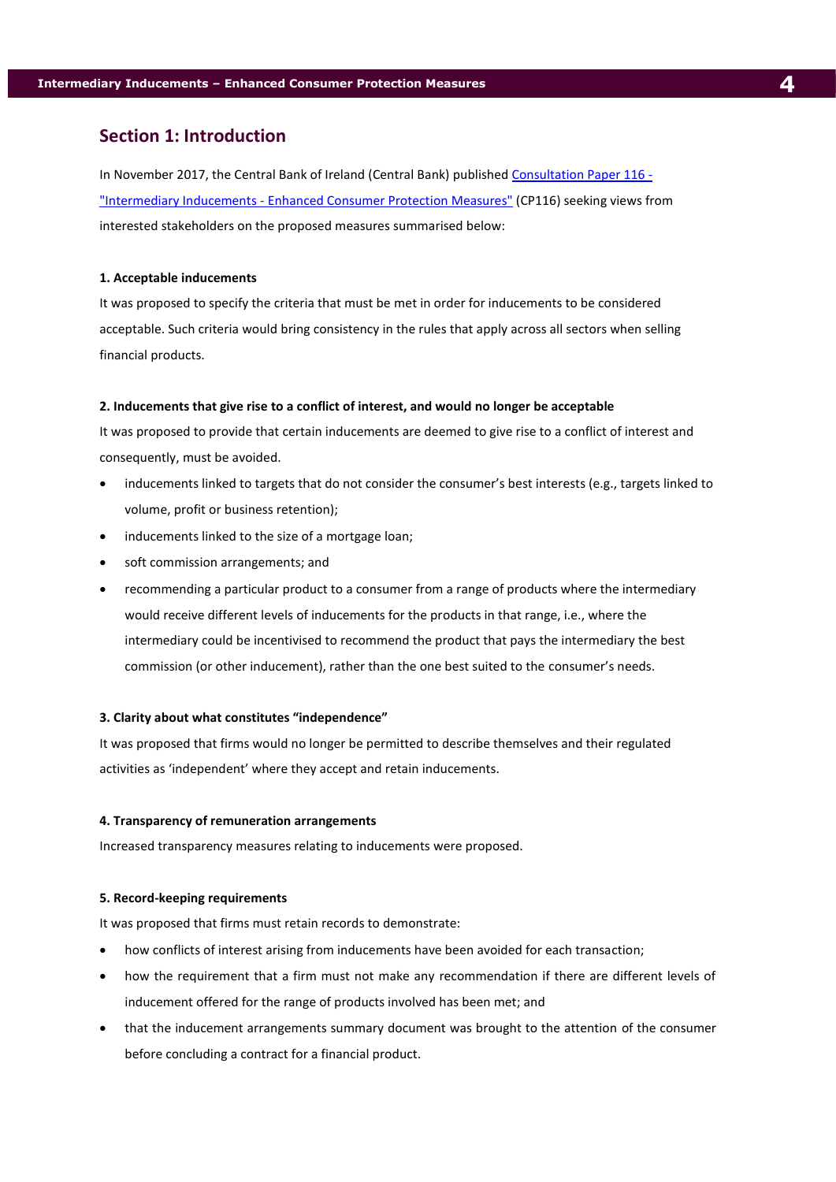## Section 1: Introduction

In November 2017, the Central Bank of Ireland (Central Bank) published [Consultation Paper 116 - "Intermediary Inducements - Enhanced Consumer Protection Measures"] (CP116) seeking views from interested stakeholders on the proposed measures summarised below:

**1. Acceptable inducements**

It was proposed to specify the criteria that must be met in order for inducements to be considered acceptable. Such criteria would bring consistency in the rules that apply across all sectors when selling financial products.

**2. Inducements that give rise to a conflict of interest, and would no longer be acceptable**

It was proposed to provide that certain inducements are deemed to give rise to a conflict of interest and consequently, must be avoided.

- inducements linked to targets that do not consider the consumer's best interests (e.g., targets linked to volume, profit or business retention);
- inducements linked to the size of a mortgage loan;
- soft commission arrangements; and
- recommending a particular product to a consumer from a range of products where the intermediary would receive different levels of inducements for the products in that range, i.e., where the intermediary could be incentivised to recommend the product that pays the intermediary the best commission (or other inducement), rather than the one best suited to the consumer's needs.

**3. Clarity about what constitutes "independence"**

It was proposed that firms would no longer be permitted to describe themselves and their regulated activities as 'independent' where they accept and retain inducements.

**4. Transparency of remuneration arrangements**

Increased transparency measures relating to inducements were proposed.

**5. Record-keeping requirements**

It was proposed that firms must retain records to demonstrate:

- how conflicts of interest arising from inducements have been avoided for each transaction;
- how the requirement that a firm must not make any recommendation if there are different levels of inducement offered for the range of products involved has been met; and
- that the inducement arrangements summary document was brought to the attention of the consumer before concluding a contract for a financial product.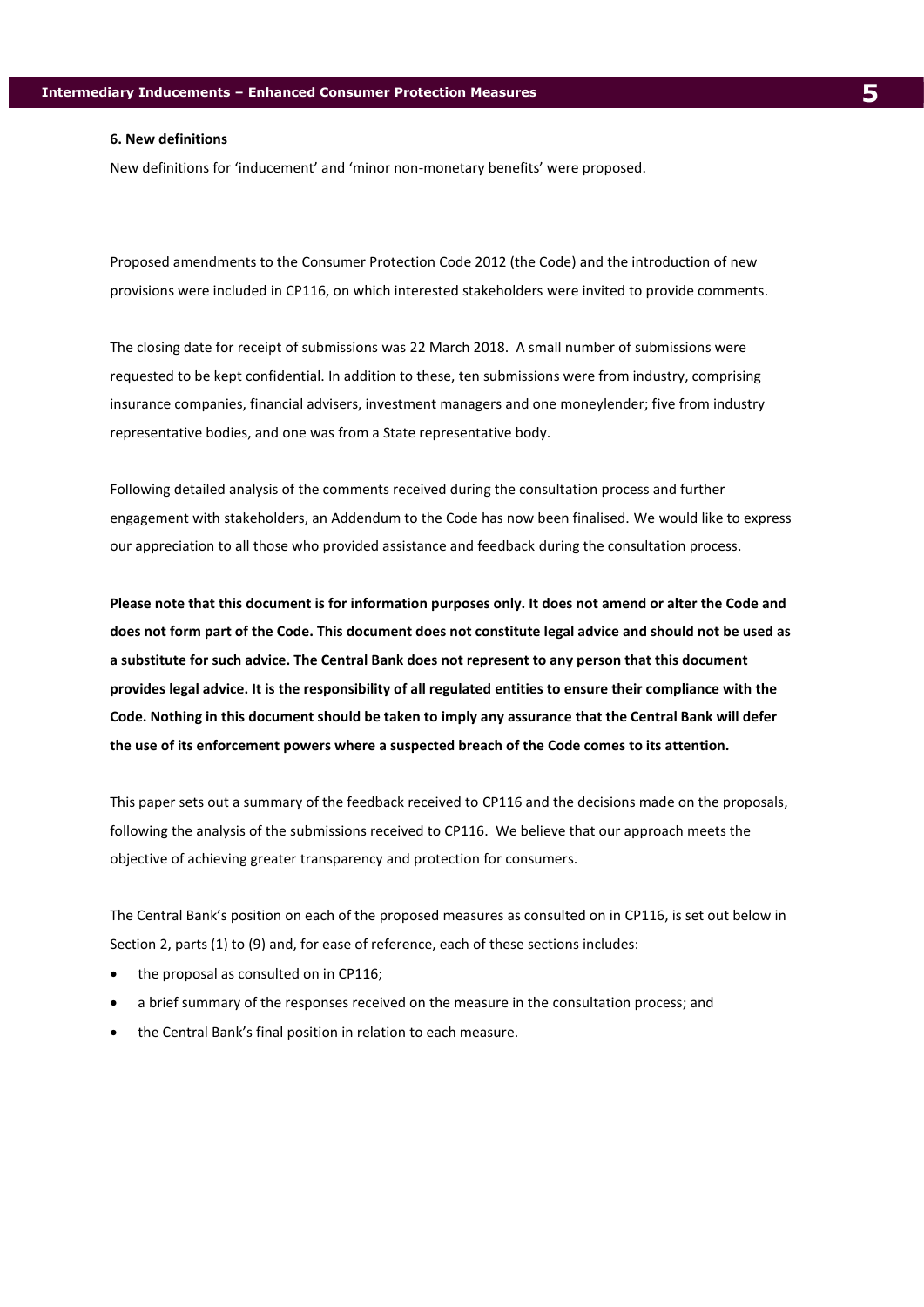**6. New definitions**

New definitions for 'inducement' and 'minor non-monetary benefits' were proposed.

Proposed amendments to the Consumer Protection Code 2012 (the Code) and the introduction of new provisions were included in CP116, on which interested stakeholders were invited to provide comments.

The closing date for receipt of submissions was 22 March 2018. A small number of submissions were requested to be kept confidential. In addition to these, ten submissions were from industry, comprising insurance companies, financial advisers, investment managers and one moneylender; five from industry representative bodies, and one was from a State representative body.

Following detailed analysis of the comments received during the consultation process and further engagement with stakeholders, an Addendum to the Code has now been finalised. We would like to express our appreciation to all those who provided assistance and feedback during the consultation process.

**Please note that this document is for information purposes only. It does not amend or alter the Code and does not form part of the Code. This document does not constitute legal advice and should not be used as a substitute for such advice. The Central Bank does not represent to any person that this document provides legal advice. It is the responsibility of all regulated entities to ensure their compliance with the Code. Nothing in this document should be taken to imply any assurance that the Central Bank will defer the use of its enforcement powers where a suspected breach of the Code comes to its attention.**

This paper sets out a summary of the feedback received to CP116 and the decisions made on the proposals, following the analysis of the submissions received to CP116. We believe that our approach meets the objective of achieving greater transparency and protection for consumers.

The Central Bank's position on each of the proposed measures as consulted on in CP116, is set out below in Section 2, parts (1) to (9) and, for ease of reference, each of these sections includes:

- the proposal as consulted on in CP116;
- a brief summary of the responses received on the measure in the consultation process; and
- the Central Bank's final position in relation to each measure.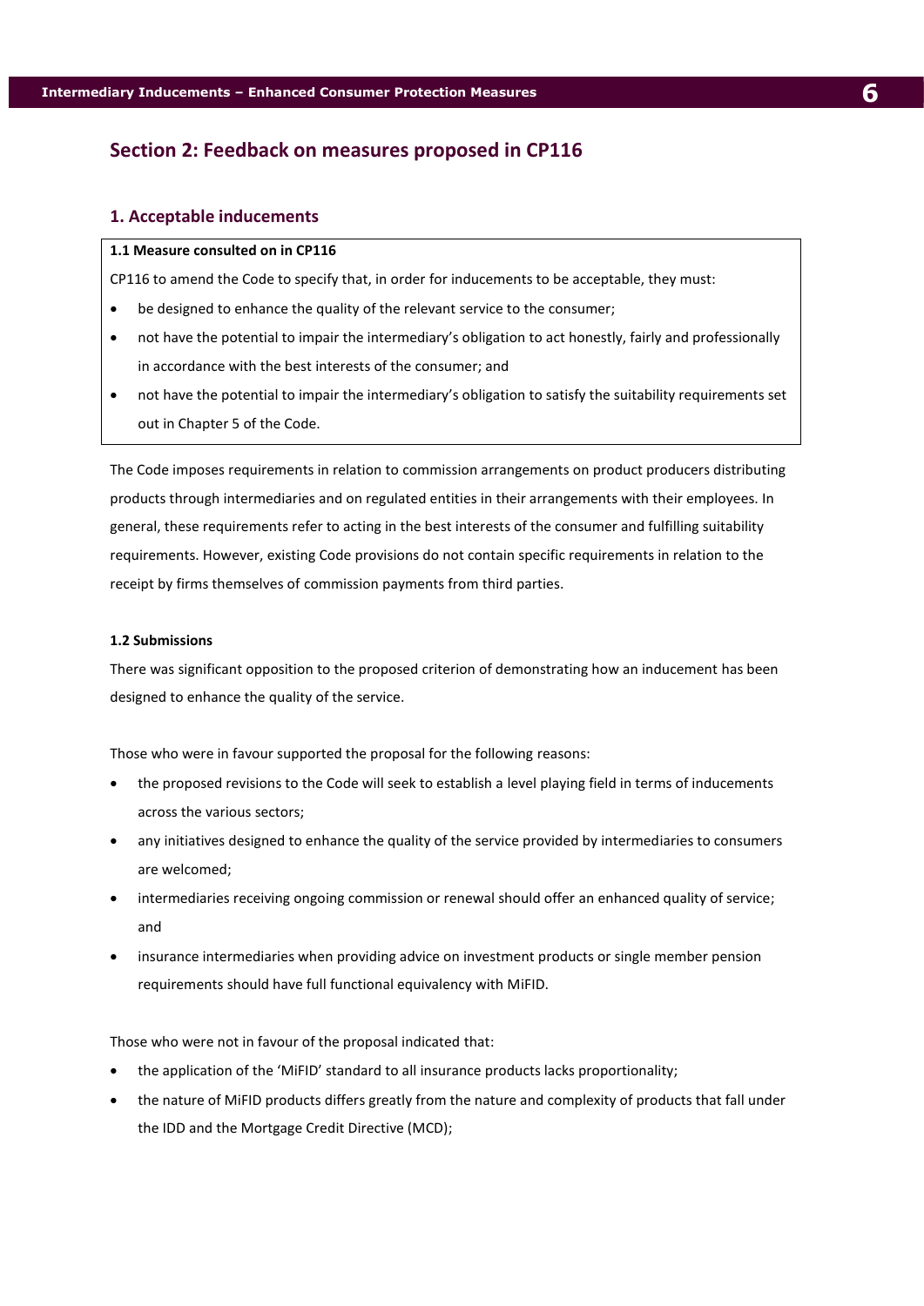## Section 2: Feedback on measures proposed in CP116

### 1. Acceptable inducements

**1.1 Measure consulted on in CP116**

CP116 to amend the Code to specify that, in order for inducements to be acceptable, they must:

- be designed to enhance the quality of the relevant service to the consumer;
- not have the potential to impair the intermediary's obligation to act honestly, fairly and professionally in accordance with the best interests of the consumer; and
- not have the potential to impair the intermediary's obligation to satisfy the suitability requirements set out in Chapter 5 of the Code.

The Code imposes requirements in relation to commission arrangements on product producers distributing products through intermediaries and on regulated entities in their arrangements with their employees. In general, these requirements refer to acting in the best interests of the consumer and fulfilling suitability requirements. However, existing Code provisions do not contain specific requirements in relation to the receipt by firms themselves of commission payments from third parties.

**1.2 Submissions**

There was significant opposition to the proposed criterion of demonstrating how an inducement has been designed to enhance the quality of the service.

Those who were in favour supported the proposal for the following reasons:

- the proposed revisions to the Code will seek to establish a level playing field in terms of inducements across the various sectors;
- any initiatives designed to enhance the quality of the service provided by intermediaries to consumers are welcomed;
- intermediaries receiving ongoing commission or renewal should offer an enhanced quality of service; and
- insurance intermediaries when providing advice on investment products or single member pension requirements should have full functional equivalency with MiFID.

Those who were not in favour of the proposal indicated that:

- the application of the 'MiFID' standard to all insurance products lacks proportionality;
- the nature of MiFID products differs greatly from the nature and complexity of products that fall under the IDD and the Mortgage Credit Directive (MCD);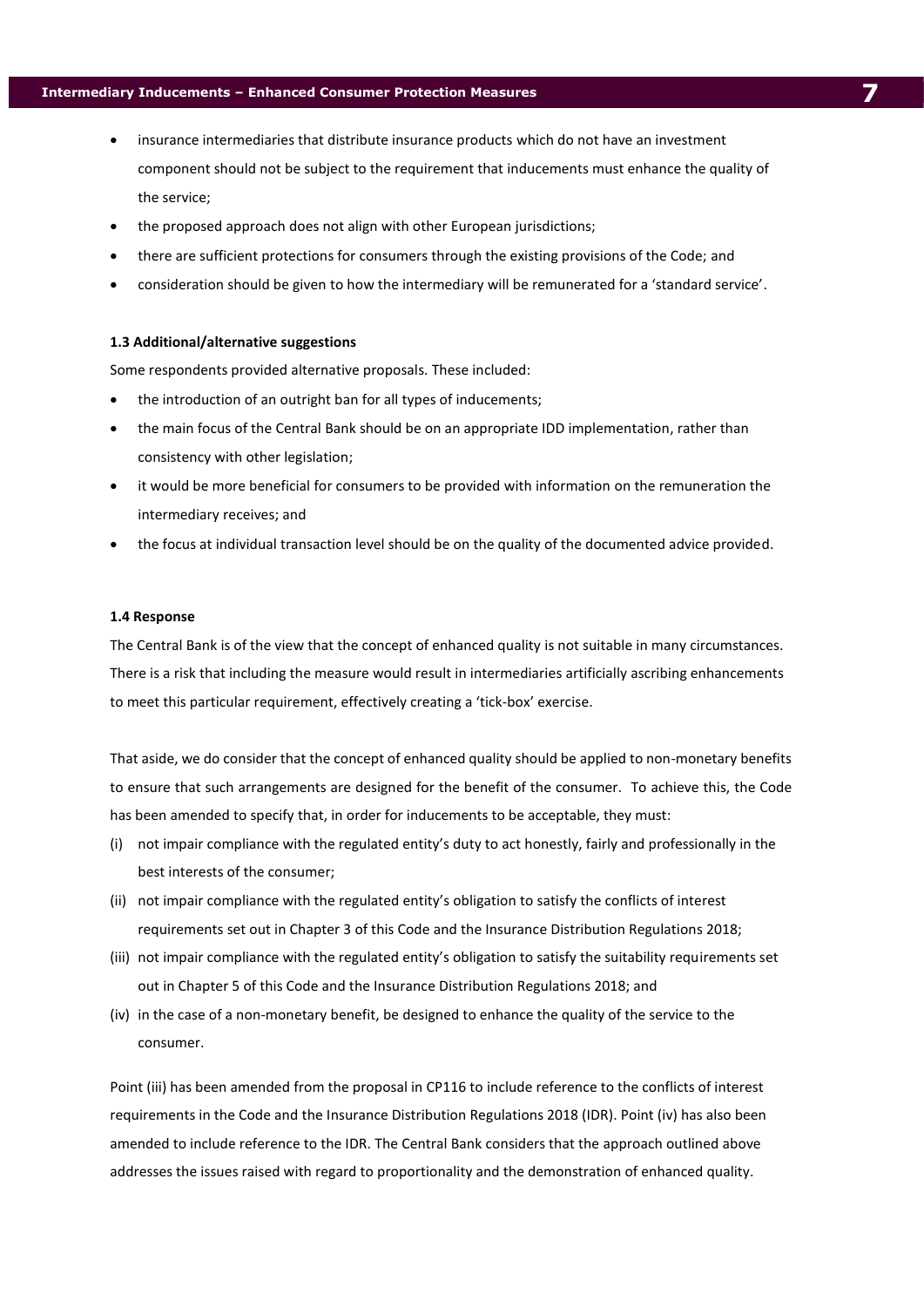- insurance intermediaries that distribute insurance products which do not have an investment component should not be subject to the requirement that inducements must enhance the quality of the service;
- the proposed approach does not align with other European jurisdictions;
- there are sufficient protections for consumers through the existing provisions of the Code; and
- consideration should be given to how the intermediary will be remunerated for a 'standard service'.

#### 1.3 Additional/alternative suggestions

Some respondents provided alternative proposals. These included:

- the introduction of an outright ban for all types of inducements;
- the main focus of the Central Bank should be on an appropriate IDD implementation, rather than consistency with other legislation;
- it would be more beneficial for consumers to be provided with information on the remuneration the intermediary receives; and
- the focus at individual transaction level should be on the quality of the documented advice provided.

#### 1.4 Response

The Central Bank is of the view that the concept of enhanced quality is not suitable in many circumstances. There is a risk that including the measure would result in intermediaries artificially ascribing enhancements to meet this particular requirement, effectively creating a 'tick-box' exercise.

That aside, we do consider that the concept of enhanced quality should be applied to non-monetary benefits to ensure that such arrangements are designed for the benefit of the consumer. To achieve this, the Code has been amended to specify that, in order for inducements to be acceptable, they must:

(i) not impair compliance with the regulated entity's duty to act honestly, fairly and professionally in the best interests of the consumer;

(ii) not impair compliance with the regulated entity's obligation to satisfy the conflicts of interest requirements set out in Chapter 3 of this Code and the Insurance Distribution Regulations 2018;

(iii) not impair compliance with the regulated entity's obligation to satisfy the suitability requirements set out in Chapter 5 of this Code and the Insurance Distribution Regulations 2018; and

(iv) in the case of a non-monetary benefit, be designed to enhance the quality of the service to the consumer.

Point (iii) has been amended from the proposal in CP116 to include reference to the conflicts of interest requirements in the Code and the Insurance Distribution Regulations 2018 (IDR). Point (iv) has also been amended to include reference to the IDR. The Central Bank considers that the approach outlined above addresses the issues raised with regard to proportionality and the demonstration of enhanced quality.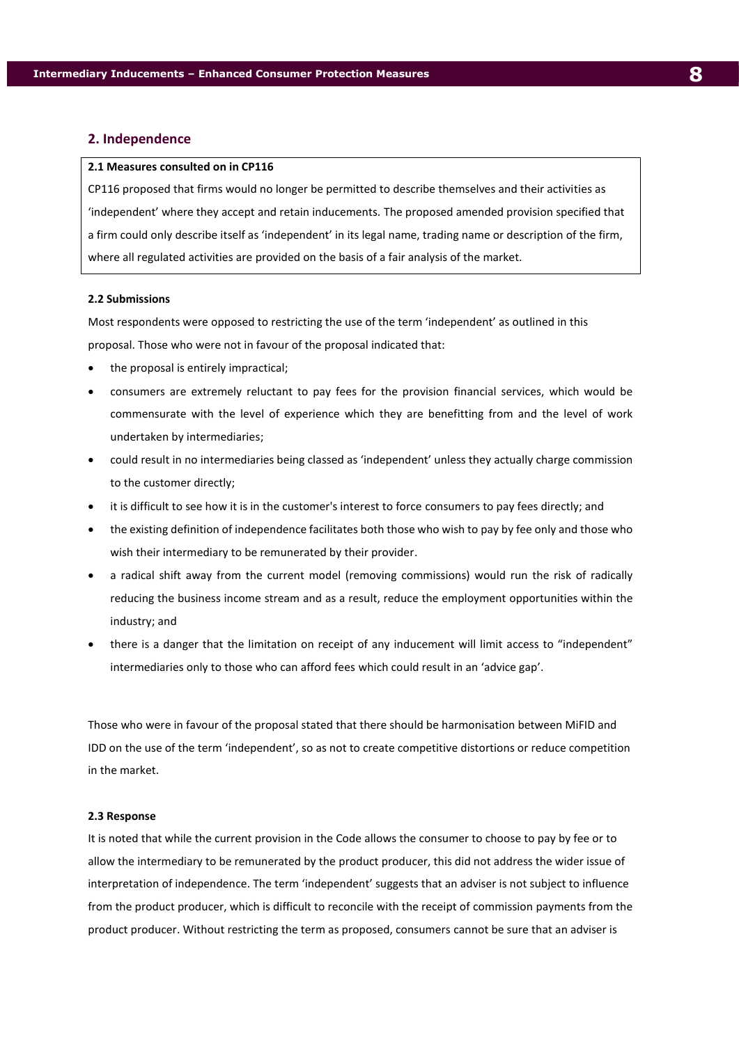## 2. Independence

**2.1 Measures consulted on in CP116**

CP116 proposed that firms would no longer be permitted to describe themselves and their activities as 'independent' where they accept and retain inducements. The proposed amended provision specified that a firm could only describe itself as 'independent' in its legal name, trading name or description of the firm, where all regulated activities are provided on the basis of a fair analysis of the market.

**2.2 Submissions**

Most respondents were opposed to restricting the use of the term 'independent' as outlined in this proposal. Those who were not in favour of the proposal indicated that:

- the proposal is entirely impractical;
- consumers are extremely reluctant to pay fees for the provision financial services, which would be commensurate with the level of experience which they are benefitting from and the level of work undertaken by intermediaries;
- could result in no intermediaries being classed as 'independent' unless they actually charge commission to the customer directly;
- it is difficult to see how it is in the customer's interest to force consumers to pay fees directly; and
- the existing definition of independence facilitates both those who wish to pay by fee only and those who wish their intermediary to be remunerated by their provider.
- a radical shift away from the current model (removing commissions) would run the risk of radically reducing the business income stream and as a result, reduce the employment opportunities within the industry; and
- there is a danger that the limitation on receipt of any inducement will limit access to "independent" intermediaries only to those who can afford fees which could result in an 'advice gap'.

Those who were in favour of the proposal stated that there should be harmonisation between MiFID and IDD on the use of the term 'independent', so as not to create competitive distortions or reduce competition in the market.

**2.3 Response**

It is noted that while the current provision in the Code allows the consumer to choose to pay by fee or to allow the intermediary to be remunerated by the product producer, this did not address the wider issue of interpretation of independence. The term 'independent' suggests that an adviser is not subject to influence from the product producer, which is difficult to reconcile with the receipt of commission payments from the product producer. Without restricting the term as proposed, consumers cannot be sure that an adviser is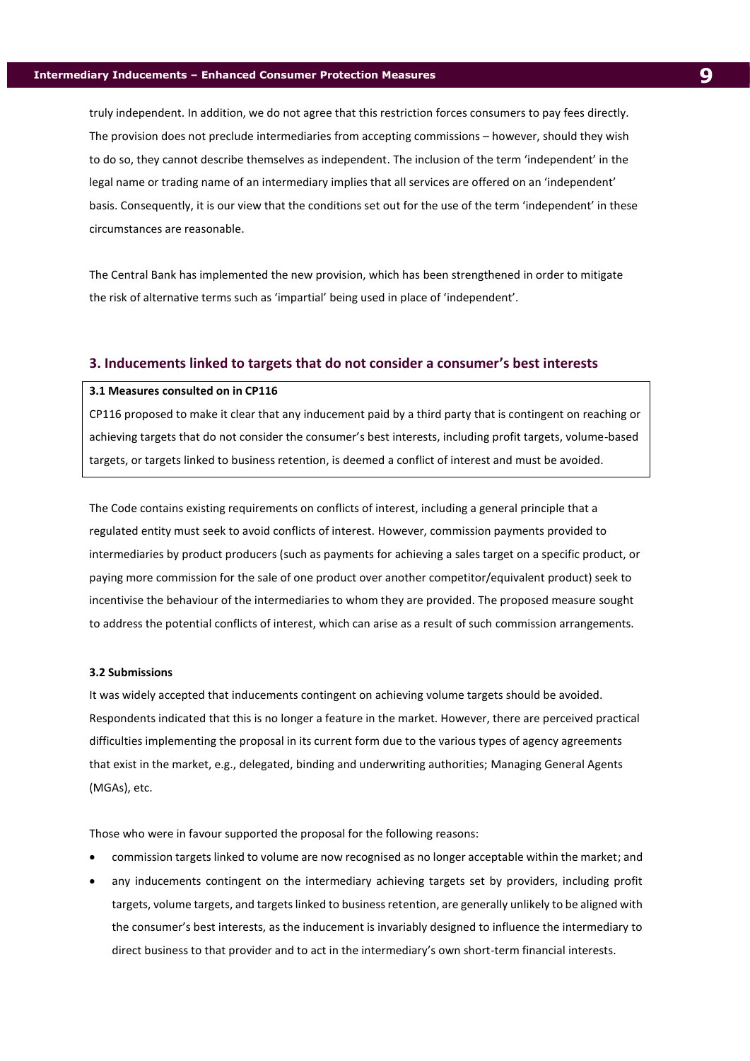truly independent. In addition, we do not agree that this restriction forces consumers to pay fees directly. The provision does not preclude intermediaries from accepting commissions – however, should they wish to do so, they cannot describe themselves as independent. The inclusion of the term 'independent' in the legal name or trading name of an intermediary implies that all services are offered on an 'independent' basis. Consequently, it is our view that the conditions set out for the use of the term 'independent' in these circumstances are reasonable.

The Central Bank has implemented the new provision, which has been strengthened in order to mitigate the risk of alternative terms such as 'impartial' being used in place of 'independent'.

## 3. Inducements linked to targets that do not consider a consumer's best interests

**3.1 Measures consulted on in CP116**

CP116 proposed to make it clear that any inducement paid by a third party that is contingent on reaching or achieving targets that do not consider the consumer's best interests, including profit targets, volume-based targets, or targets linked to business retention, is deemed a conflict of interest and must be avoided.

The Code contains existing requirements on conflicts of interest, including a general principle that a regulated entity must seek to avoid conflicts of interest. However, commission payments provided to intermediaries by product producers (such as payments for achieving a sales target on a specific product, or paying more commission for the sale of one product over another competitor/equivalent product) seek to incentivise the behaviour of the intermediaries to whom they are provided. The proposed measure sought to address the potential conflicts of interest, which can arise as a result of such commission arrangements.

**3.2 Submissions**

It was widely accepted that inducements contingent on achieving volume targets should be avoided. Respondents indicated that this is no longer a feature in the market. However, there are perceived practical difficulties implementing the proposal in its current form due to the various types of agency agreements that exist in the market, e.g., delegated, binding and underwriting authorities; Managing General Agents (MGAs), etc.

Those who were in favour supported the proposal for the following reasons:

- commission targets linked to volume are now recognised as no longer acceptable within the market; and
- any inducements contingent on the intermediary achieving targets set by providers, including profit targets, volume targets, and targets linked to business retention, are generally unlikely to be aligned with the consumer's best interests, as the inducement is invariably designed to influence the intermediary to direct business to that provider and to act in the intermediary's own short-term financial interests.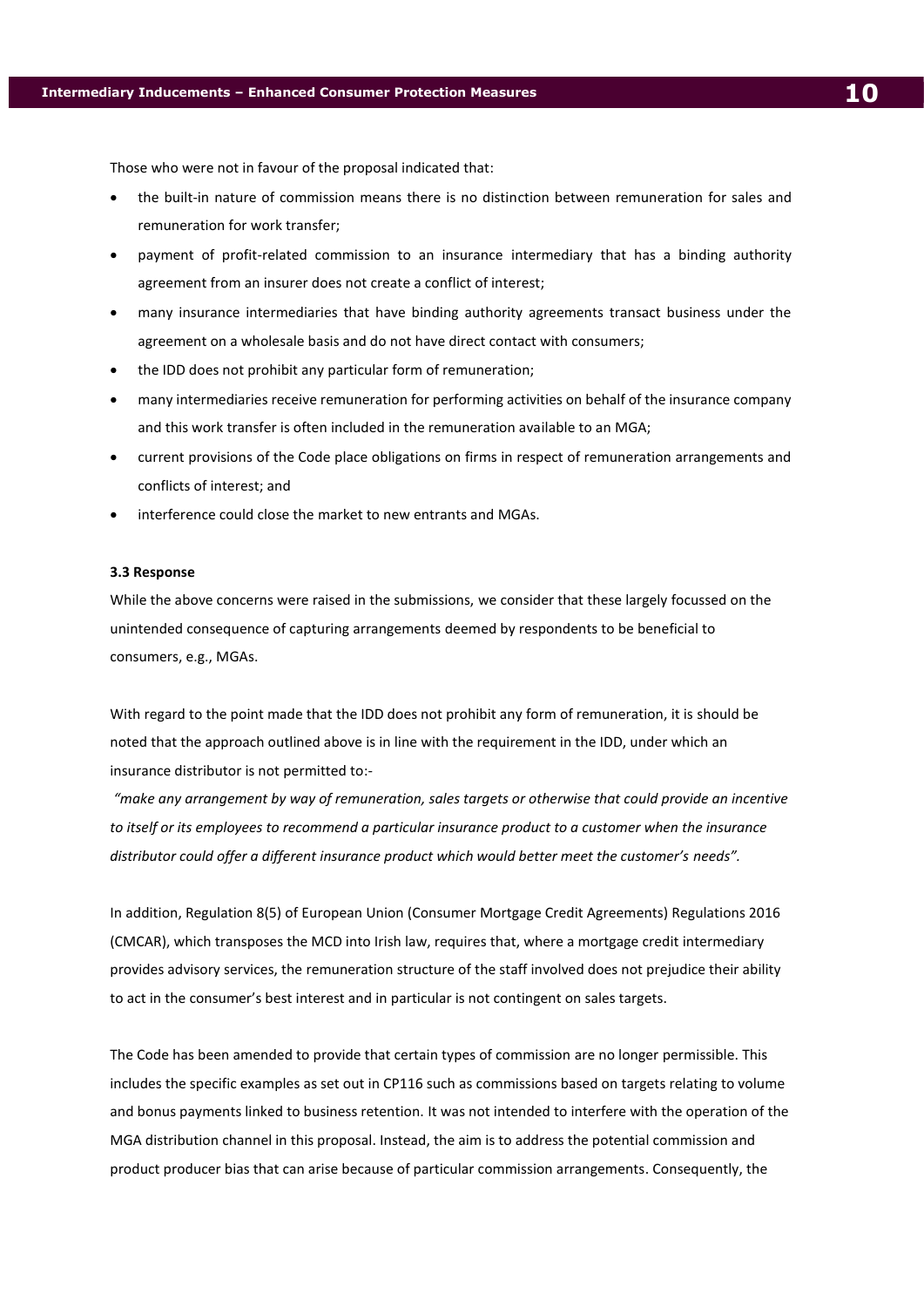Those who were not in favour of the proposal indicated that:

- the built-in nature of commission means there is no distinction between remuneration for sales and remuneration for work transfer;
- payment of profit-related commission to an insurance intermediary that has a binding authority agreement from an insurer does not create a conflict of interest;
- many insurance intermediaries that have binding authority agreements transact business under the agreement on a wholesale basis and do not have direct contact with consumers;
- the IDD does not prohibit any particular form of remuneration;
- many intermediaries receive remuneration for performing activities on behalf of the insurance company and this work transfer is often included in the remuneration available to an MGA;
- current provisions of the Code place obligations on firms in respect of remuneration arrangements and conflicts of interest; and
- interference could close the market to new entrants and MGAs.

### 3.3 Response

While the above concerns were raised in the submissions, we consider that these largely focussed on the unintended consequence of capturing arrangements deemed by respondents to be beneficial to consumers, e.g., MGAs.

With regard to the point made that the IDD does not prohibit any form of remuneration, it is should be noted that the approach outlined above is in line with the requirement in the IDD, under which an insurance distributor is not permitted to:-

*"make any arrangement by way of remuneration, sales targets or otherwise that could provide an incentive to itself or its employees to recommend a particular insurance product to a customer when the insurance distributor could offer a different insurance product which would better meet the customer's needs".*

In addition, Regulation 8(5) of European Union (Consumer Mortgage Credit Agreements) Regulations 2016 (CMCAR), which transposes the MCD into Irish law, requires that, where a mortgage credit intermediary provides advisory services, the remuneration structure of the staff involved does not prejudice their ability to act in the consumer's best interest and in particular is not contingent on sales targets.

The Code has been amended to provide that certain types of commission are no longer permissible. This includes the specific examples as set out in CP116 such as commissions based on targets relating to volume and bonus payments linked to business retention. It was not intended to interfere with the operation of the MGA distribution channel in this proposal. Instead, the aim is to address the potential commission and product producer bias that can arise because of particular commission arrangements. Consequently, the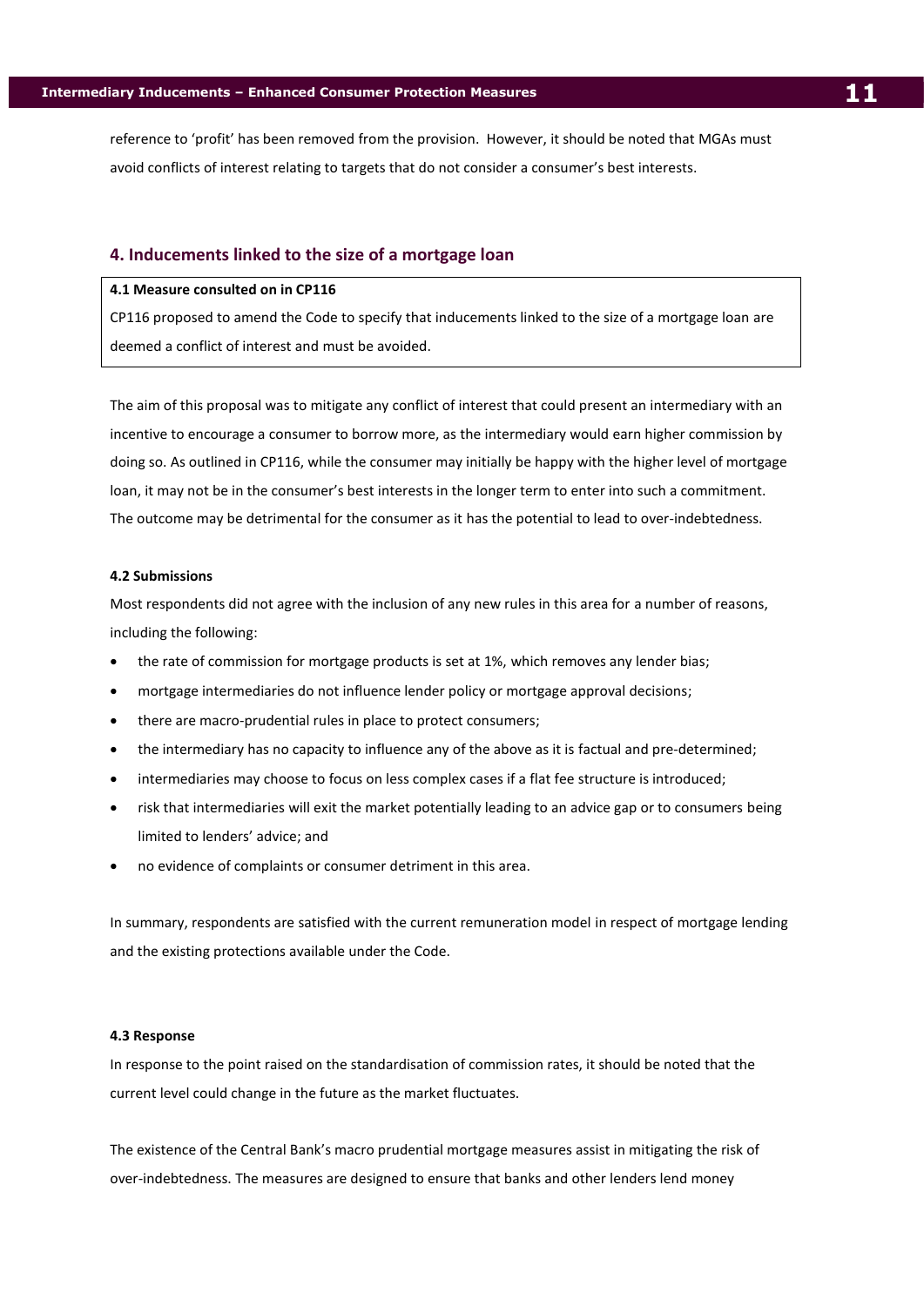reference to 'profit' has been removed from the provision. However, it should be noted that MGAs must avoid conflicts of interest relating to targets that do not consider a consumer's best interests.

## 4. Inducements linked to the size of a mortgage loan

**4.1 Measure consulted on in CP116**

CP116 proposed to amend the Code to specify that inducements linked to the size of a mortgage loan are deemed a conflict of interest and must be avoided.

The aim of this proposal was to mitigate any conflict of interest that could present an intermediary with an incentive to encourage a consumer to borrow more, as the intermediary would earn higher commission by doing so. As outlined in CP116, while the consumer may initially be happy with the higher level of mortgage loan, it may not be in the consumer's best interests in the longer term to enter into such a commitment. The outcome may be detrimental for the consumer as it has the potential to lead to over-indebtedness.

**4.2 Submissions**

Most respondents did not agree with the inclusion of any new rules in this area for a number of reasons, including the following:

- the rate of commission for mortgage products is set at 1%, which removes any lender bias;
- mortgage intermediaries do not influence lender policy or mortgage approval decisions;
- there are macro-prudential rules in place to protect consumers;
- the intermediary has no capacity to influence any of the above as it is factual and pre-determined;
- intermediaries may choose to focus on less complex cases if a flat fee structure is introduced;
- risk that intermediaries will exit the market potentially leading to an advice gap or to consumers being limited to lenders' advice; and
- no evidence of complaints or consumer detriment in this area.

In summary, respondents are satisfied with the current remuneration model in respect of mortgage lending and the existing protections available under the Code.

**4.3 Response**

In response to the point raised on the standardisation of commission rates, it should be noted that the current level could change in the future as the market fluctuates.

The existence of the Central Bank's macro prudential mortgage measures assist in mitigating the risk of over-indebtedness. The measures are designed to ensure that banks and other lenders lend money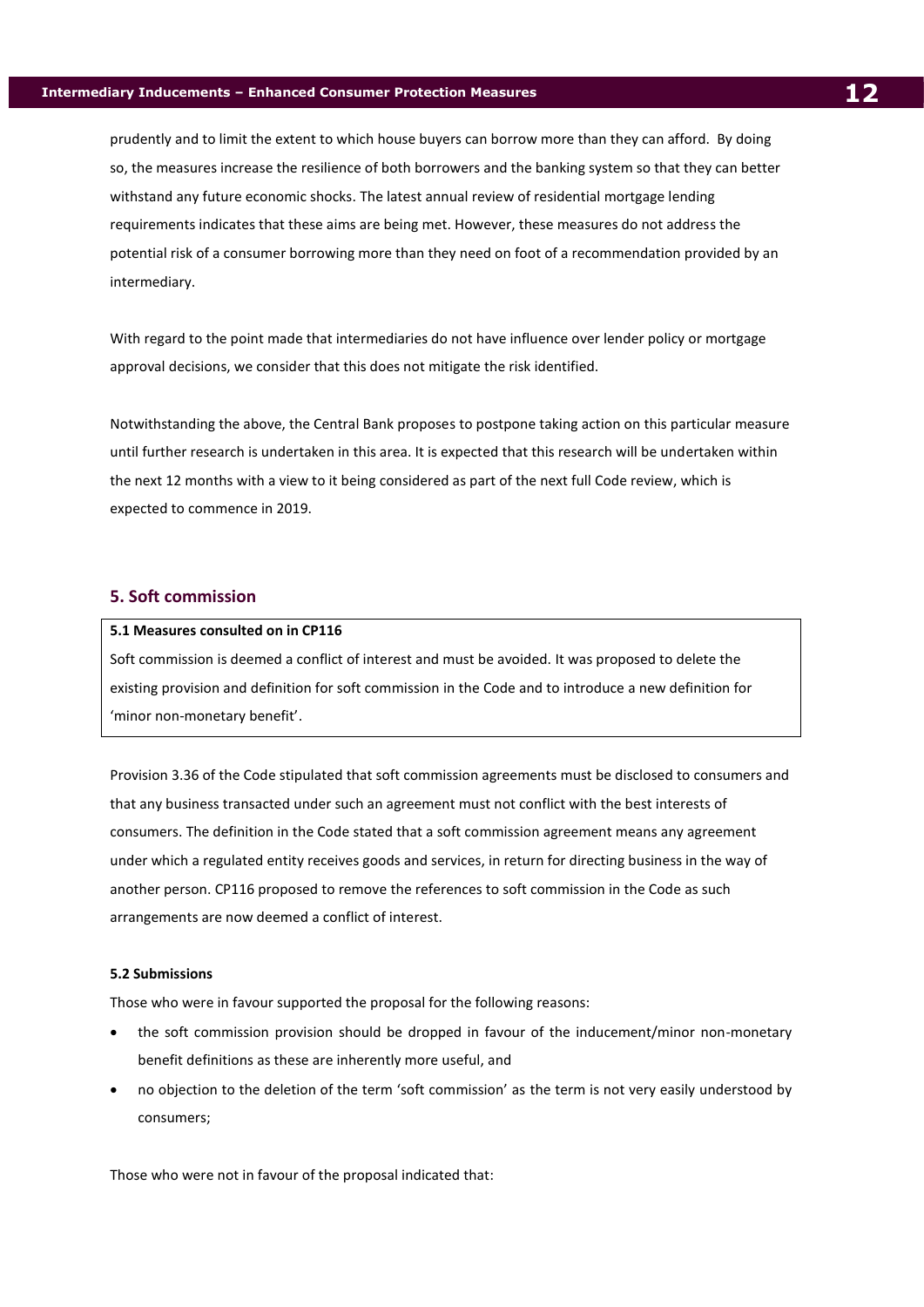prudently and to limit the extent to which house buyers can borrow more than they can afford. By doing so, the measures increase the resilience of both borrowers and the banking system so that they can better withstand any future economic shocks. The latest annual review of residential mortgage lending requirements indicates that these aims are being met. However, these measures do not address the potential risk of a consumer borrowing more than they need on foot of a recommendation provided by an intermediary.

With regard to the point made that intermediaries do not have influence over lender policy or mortgage approval decisions, we consider that this does not mitigate the risk identified.

Notwithstanding the above, the Central Bank proposes to postpone taking action on this particular measure until further research is undertaken in this area. It is expected that this research will be undertaken within the next 12 months with a view to it being considered as part of the next full Code review, which is expected to commence in 2019.

## 5. Soft commission

**5.1 Measures consulted on in CP116**

Soft commission is deemed a conflict of interest and must be avoided. It was proposed to delete the existing provision and definition for soft commission in the Code and to introduce a new definition for 'minor non-monetary benefit'.

Provision 3.36 of the Code stipulated that soft commission agreements must be disclosed to consumers and that any business transacted under such an agreement must not conflict with the best interests of consumers. The definition in the Code stated that a soft commission agreement means any agreement under which a regulated entity receives goods and services, in return for directing business in the way of another person. CP116 proposed to remove the references to soft commission in the Code as such arrangements are now deemed a conflict of interest.

**5.2 Submissions**

Those who were in favour supported the proposal for the following reasons:

- the soft commission provision should be dropped in favour of the inducement/minor non-monetary benefit definitions as these are inherently more useful, and
- no objection to the deletion of the term 'soft commission' as the term is not very easily understood by consumers;

Those who were not in favour of the proposal indicated that: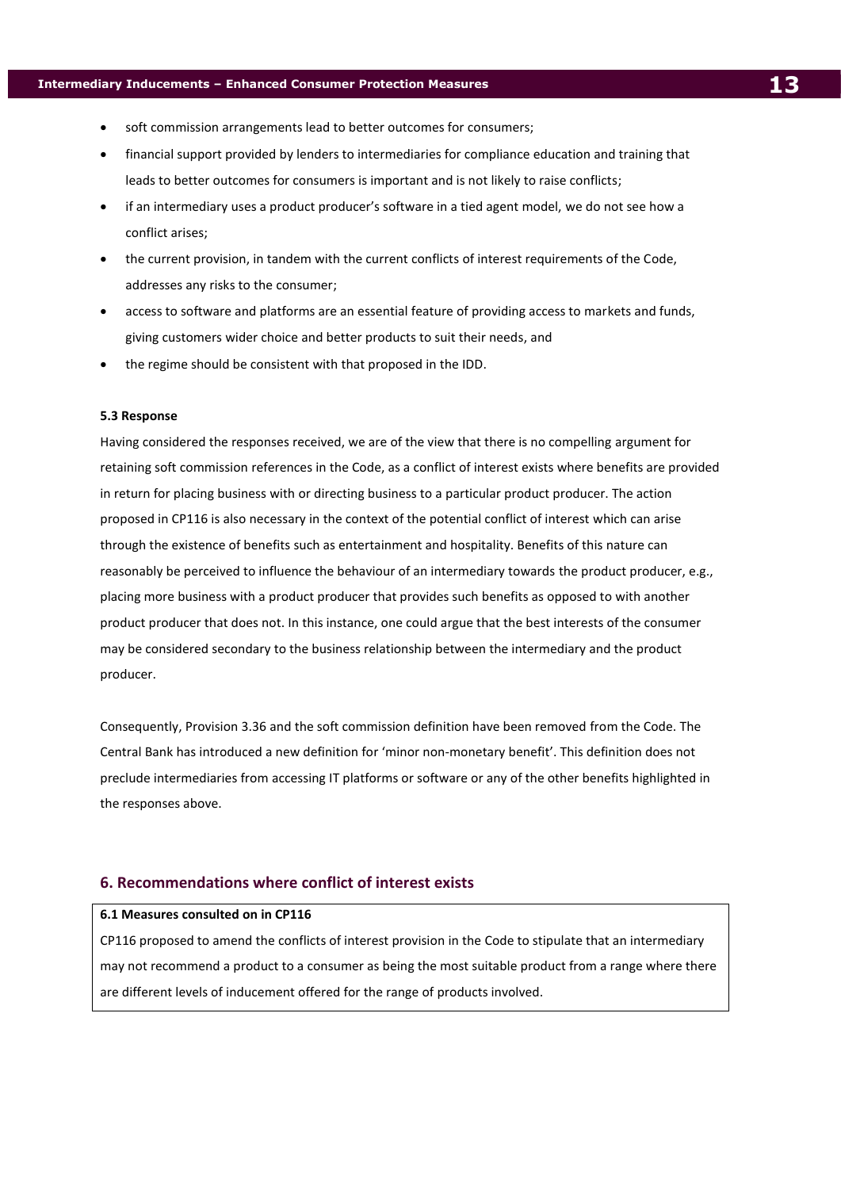- soft commission arrangements lead to better outcomes for consumers;
- financial support provided by lenders to intermediaries for compliance education and training that leads to better outcomes for consumers is important and is not likely to raise conflicts;
- if an intermediary uses a product producer's software in a tied agent model, we do not see how a conflict arises;
- the current provision, in tandem with the current conflicts of interest requirements of the Code, addresses any risks to the consumer;
- access to software and platforms are an essential feature of providing access to markets and funds, giving customers wider choice and better products to suit their needs, and
- the regime should be consistent with that proposed in the IDD.

**5.3 Response**

Having considered the responses received, we are of the view that there is no compelling argument for retaining soft commission references in the Code, as a conflict of interest exists where benefits are provided in return for placing business with or directing business to a particular product producer. The action proposed in CP116 is also necessary in the context of the potential conflict of interest which can arise through the existence of benefits such as entertainment and hospitality. Benefits of this nature can reasonably be perceived to influence the behaviour of an intermediary towards the product producer, e.g., placing more business with a product producer that provides such benefits as opposed to with another product producer that does not. In this instance, one could argue that the best interests of the consumer may be considered secondary to the business relationship between the intermediary and the product producer.

Consequently, Provision 3.36 and the soft commission definition have been removed from the Code. The Central Bank has introduced a new definition for 'minor non-monetary benefit'. This definition does not preclude intermediaries from accessing IT platforms or software or any of the other benefits highlighted in the responses above.

## 6. Recommendations where conflict of interest exists

**6.1 Measures consulted on in CP116**

CP116 proposed to amend the conflicts of interest provision in the Code to stipulate that an intermediary may not recommend a product to a consumer as being the most suitable product from a range where there are different levels of inducement offered for the range of products involved.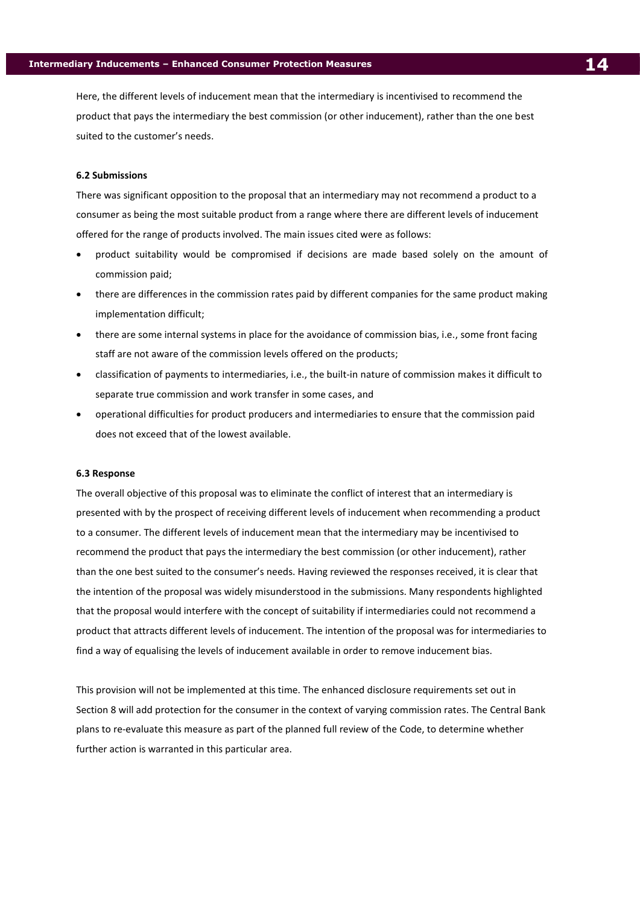Here, the different levels of inducement mean that the intermediary is incentivised to recommend the product that pays the intermediary the best commission (or other inducement), rather than the one best suited to the customer's needs.

### 6.2 Submissions

There was significant opposition to the proposal that an intermediary may not recommend a product to a consumer as being the most suitable product from a range where there are different levels of inducement offered for the range of products involved. The main issues cited were as follows:

- product suitability would be compromised if decisions are made based solely on the amount of commission paid;
- there are differences in the commission rates paid by different companies for the same product making implementation difficult;
- there are some internal systems in place for the avoidance of commission bias, i.e., some front facing staff are not aware of the commission levels offered on the products;
- classification of payments to intermediaries, i.e., the built-in nature of commission makes it difficult to separate true commission and work transfer in some cases, and
- operational difficulties for product producers and intermediaries to ensure that the commission paid does not exceed that of the lowest available.

### 6.3 Response

The overall objective of this proposal was to eliminate the conflict of interest that an intermediary is presented with by the prospect of receiving different levels of inducement when recommending a product to a consumer. The different levels of inducement mean that the intermediary may be incentivised to recommend the product that pays the intermediary the best commission (or other inducement), rather than the one best suited to the consumer's needs. Having reviewed the responses received, it is clear that the intention of the proposal was widely misunderstood in the submissions. Many respondents highlighted that the proposal would interfere with the concept of suitability if intermediaries could not recommend a product that attracts different levels of inducement. The intention of the proposal was for intermediaries to find a way of equalising the levels of inducement available in order to remove inducement bias.

This provision will not be implemented at this time. The enhanced disclosure requirements set out in Section 8 will add protection for the consumer in the context of varying commission rates. The Central Bank plans to re-evaluate this measure as part of the planned full review of the Code, to determine whether further action is warranted in this particular area.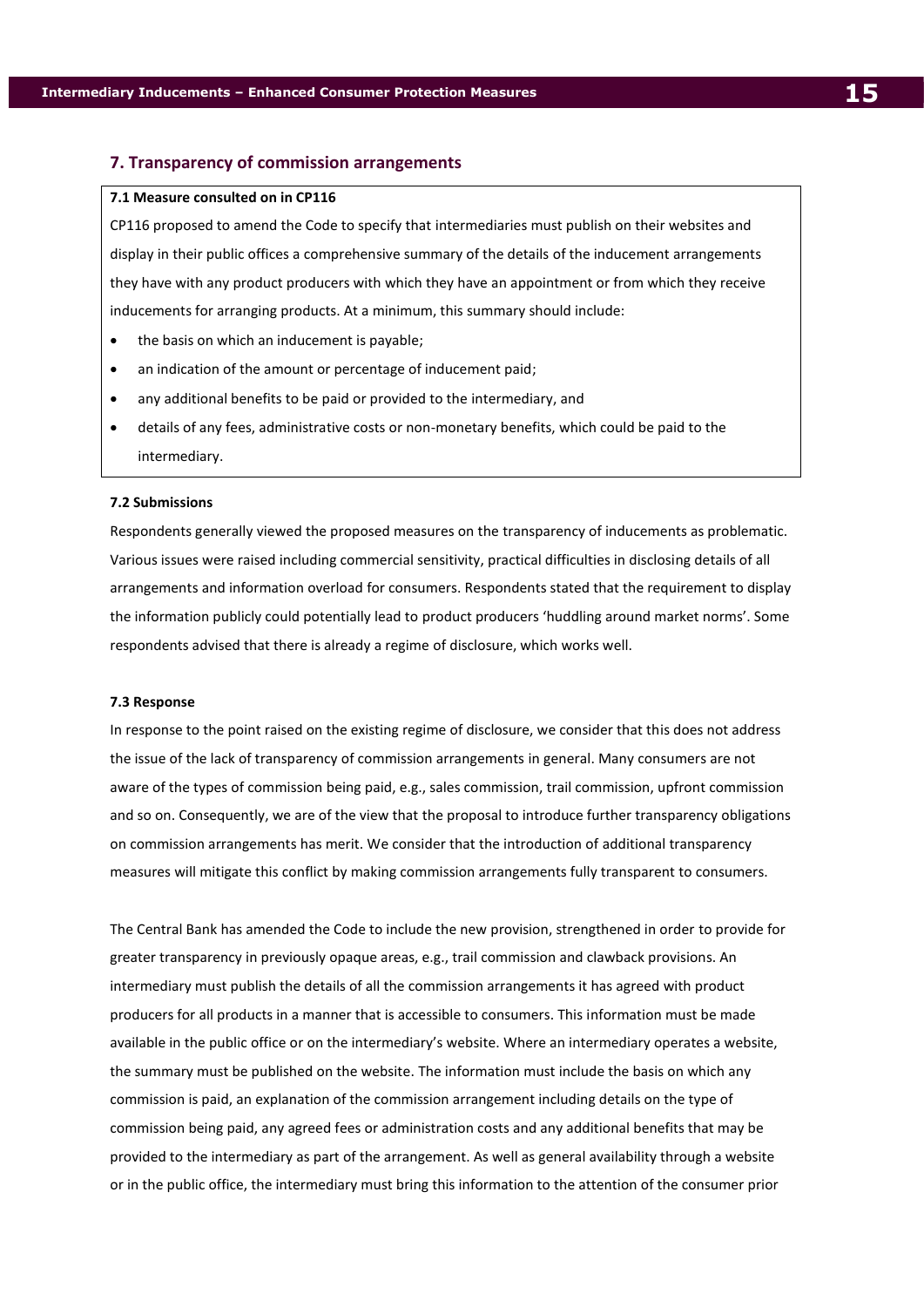## 7. Transparency of commission arrangements

**7.1 Measure consulted on in CP116**

CP116 proposed to amend the Code to specify that intermediaries must publish on their websites and display in their public offices a comprehensive summary of the details of the inducement arrangements they have with any product producers with which they have an appointment or from which they receive inducements for arranging products. At a minimum, this summary should include:

- the basis on which an inducement is payable;
- an indication of the amount or percentage of inducement paid;
- any additional benefits to be paid or provided to the intermediary, and
- details of any fees, administrative costs or non-monetary benefits, which could be paid to the intermediary.

**7.2 Submissions**

Respondents generally viewed the proposed measures on the transparency of inducements as problematic. Various issues were raised including commercial sensitivity, practical difficulties in disclosing details of all arrangements and information overload for consumers. Respondents stated that the requirement to display the information publicly could potentially lead to product producers 'huddling around market norms'. Some respondents advised that there is already a regime of disclosure, which works well.

**7.3 Response**

In response to the point raised on the existing regime of disclosure, we consider that this does not address the issue of the lack of transparency of commission arrangements in general. Many consumers are not aware of the types of commission being paid, e.g., sales commission, trail commission, upfront commission and so on. Consequently, we are of the view that the proposal to introduce further transparency obligations on commission arrangements has merit. We consider that the introduction of additional transparency measures will mitigate this conflict by making commission arrangements fully transparent to consumers.

The Central Bank has amended the Code to include the new provision, strengthened in order to provide for greater transparency in previously opaque areas, e.g., trail commission and clawback provisions. An intermediary must publish the details of all the commission arrangements it has agreed with product producers for all products in a manner that is accessible to consumers. This information must be made available in the public office or on the intermediary's website. Where an intermediary operates a website, the summary must be published on the website. The information must include the basis on which any commission is paid, an explanation of the commission arrangement including details on the type of commission being paid, any agreed fees or administration costs and any additional benefits that may be provided to the intermediary as part of the arrangement. As well as general availability through a website or in the public office, the intermediary must bring this information to the attention of the consumer prior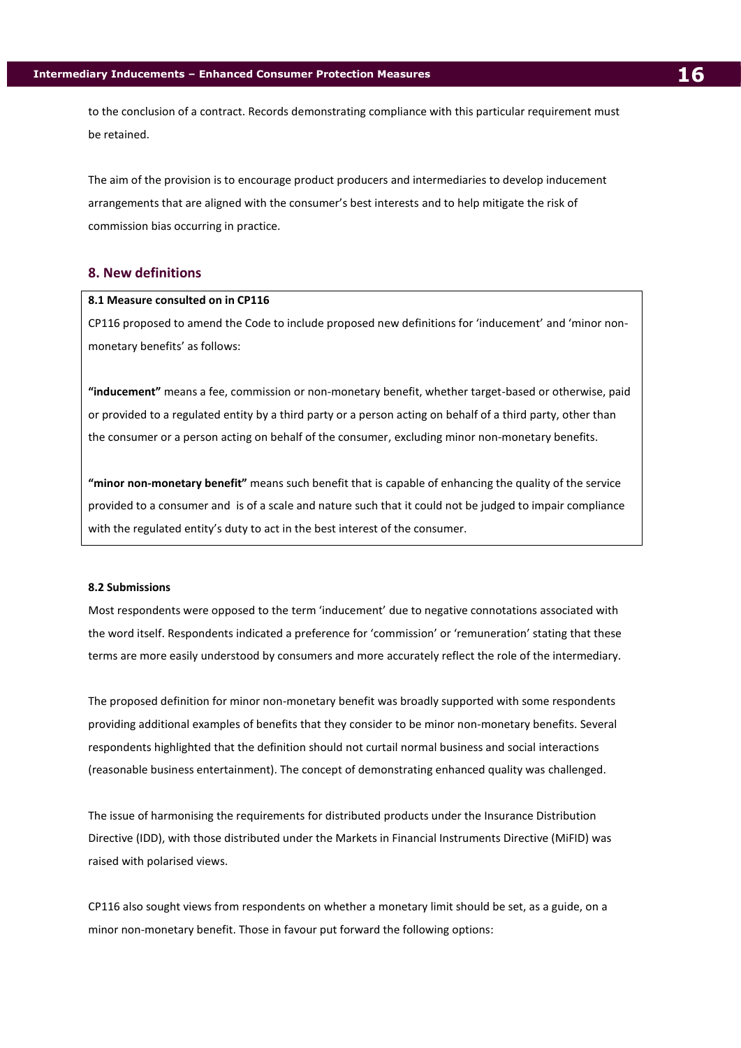to the conclusion of a contract. Records demonstrating compliance with this particular requirement must be retained.

The aim of the provision is to encourage product producers and intermediaries to develop inducement arrangements that are aligned with the consumer's best interests and to help mitigate the risk of commission bias occurring in practice.

## 8. New definitions

**8.1 Measure consulted on in CP116**

CP116 proposed to amend the Code to include proposed new definitions for 'inducement' and 'minor non-monetary benefits' as follows:

**"inducement"** means a fee, commission or non-monetary benefit, whether target-based or otherwise, paid or provided to a regulated entity by a third party or a person acting on behalf of a third party, other than the consumer or a person acting on behalf of the consumer, excluding minor non-monetary benefits.

**"minor non-monetary benefit"** means such benefit that is capable of enhancing the quality of the service provided to a consumer and is of a scale and nature such that it could not be judged to impair compliance with the regulated entity's duty to act in the best interest of the consumer.

**8.2 Submissions**

Most respondents were opposed to the term 'inducement' due to negative connotations associated with the word itself. Respondents indicated a preference for 'commission' or 'remuneration' stating that these terms are more easily understood by consumers and more accurately reflect the role of the intermediary.

The proposed definition for minor non-monetary benefit was broadly supported with some respondents providing additional examples of benefits that they consider to be minor non-monetary benefits. Several respondents highlighted that the definition should not curtail normal business and social interactions (reasonable business entertainment). The concept of demonstrating enhanced quality was challenged.

The issue of harmonising the requirements for distributed products under the Insurance Distribution Directive (IDD), with those distributed under the Markets in Financial Instruments Directive (MiFID) was raised with polarised views.

CP116 also sought views from respondents on whether a monetary limit should be set, as a guide, on a minor non-monetary benefit. Those in favour put forward the following options: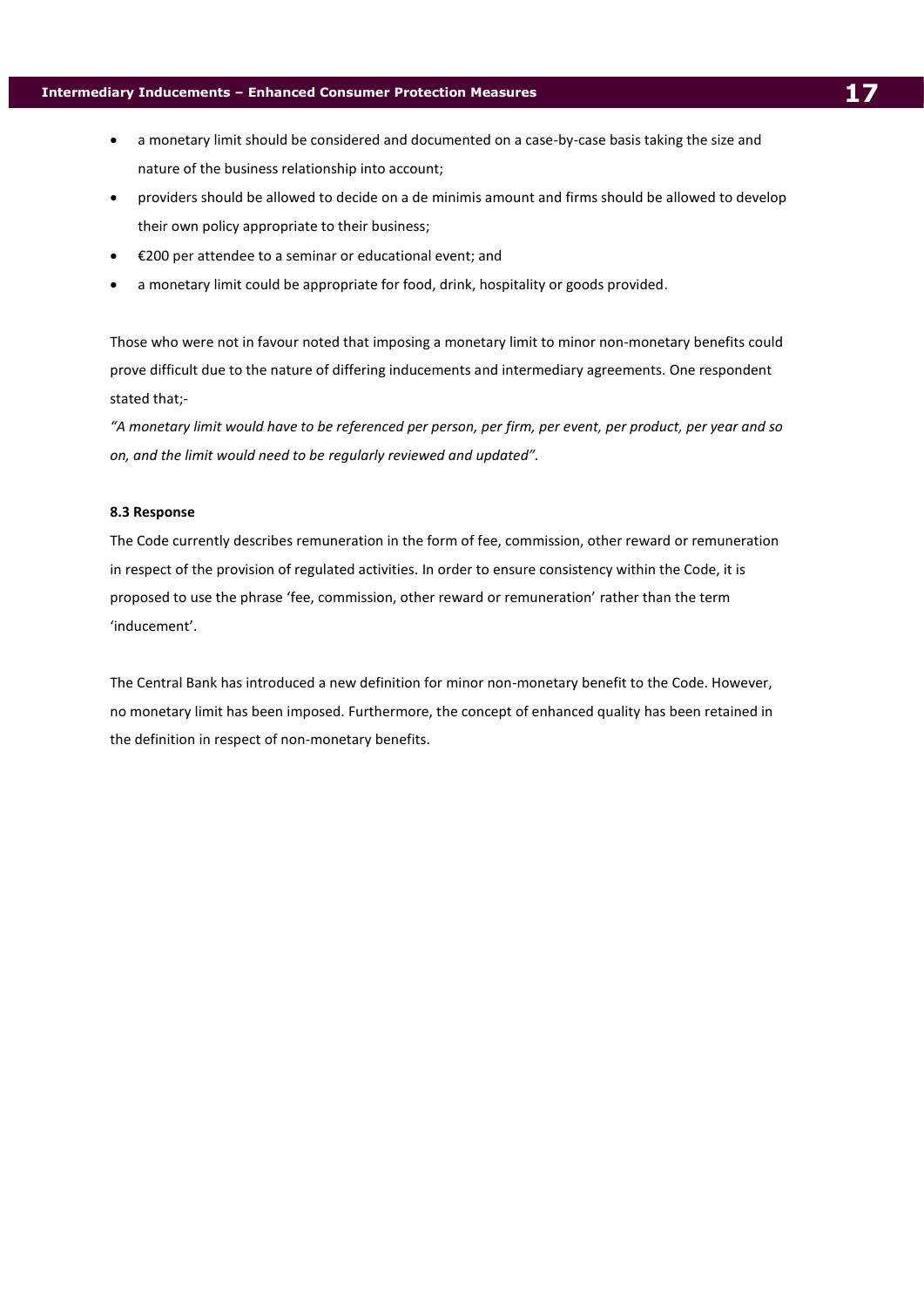- a monetary limit should be considered and documented on a case-by-case basis taking the size and nature of the business relationship into account;
- providers should be allowed to decide on a de minimis amount and firms should be allowed to develop their own policy appropriate to their business;
- €200 per attendee to a seminar or educational event; and
- a monetary limit could be appropriate for food, drink, hospitality or goods provided.

Those who were not in favour noted that imposing a monetary limit to minor non-monetary benefits could prove difficult due to the nature of differing inducements and intermediary agreements. One respondent stated that;-

*"A monetary limit would have to be referenced per person, per firm, per event, per product, per year and so on, and the limit would need to be regularly reviewed and updated".*

**8.3 Response**

The Code currently describes remuneration in the form of fee, commission, other reward or remuneration in respect of the provision of regulated activities. In order to ensure consistency within the Code, it is proposed to use the phrase 'fee, commission, other reward or remuneration' rather than the term 'inducement'.

The Central Bank has introduced a new definition for minor non-monetary benefit to the Code. However, no monetary limit has been imposed. Furthermore, the concept of enhanced quality has been retained in the definition in respect of non-monetary benefits.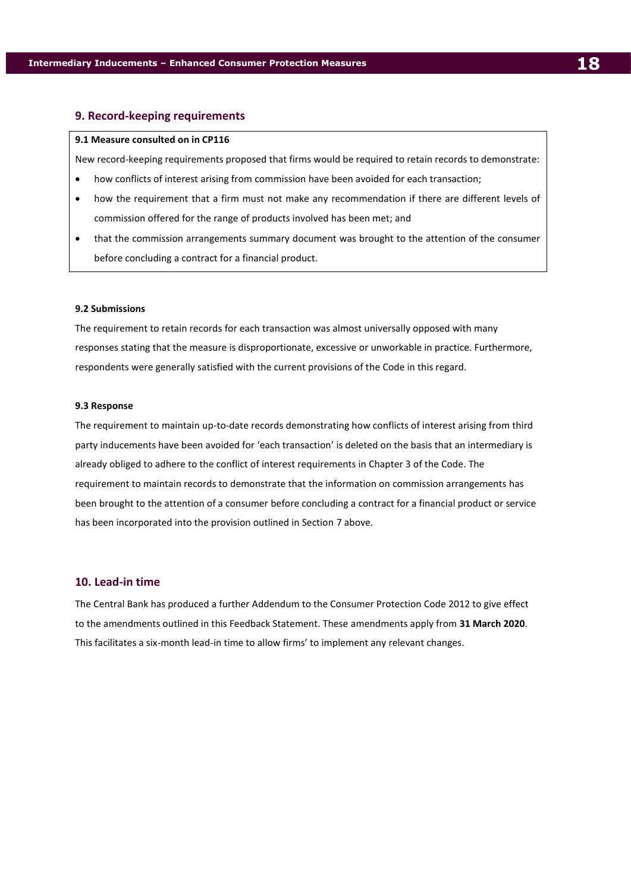## 9. Record-keeping requirements

**9.1 Measure consulted on in CP116**

New record-keeping requirements proposed that firms would be required to retain records to demonstrate:

- how conflicts of interest arising from commission have been avoided for each transaction;
- how the requirement that a firm must not make any recommendation if there are different levels of commission offered for the range of products involved has been met; and
- that the commission arrangements summary document was brought to the attention of the consumer before concluding a contract for a financial product.

**9.2 Submissions**

The requirement to retain records for each transaction was almost universally opposed with many responses stating that the measure is disproportionate, excessive or unworkable in practice. Furthermore, respondents were generally satisfied with the current provisions of the Code in this regard.

**9.3 Response**

The requirement to maintain up-to-date records demonstrating how conflicts of interest arising from third party inducements have been avoided for 'each transaction' is deleted on the basis that an intermediary is already obliged to adhere to the conflict of interest requirements in Chapter 3 of the Code. The requirement to maintain records to demonstrate that the information on commission arrangements has been brought to the attention of a consumer before concluding a contract for a financial product or service has been incorporated into the provision outlined in Section 7 above.

## 10. Lead-in time

The Central Bank has produced a further Addendum to the Consumer Protection Code 2012 to give effect to the amendments outlined in this Feedback Statement. These amendments apply from **31 March 2020**. This facilitates a six-month lead-in time to allow firms' to implement any relevant changes.